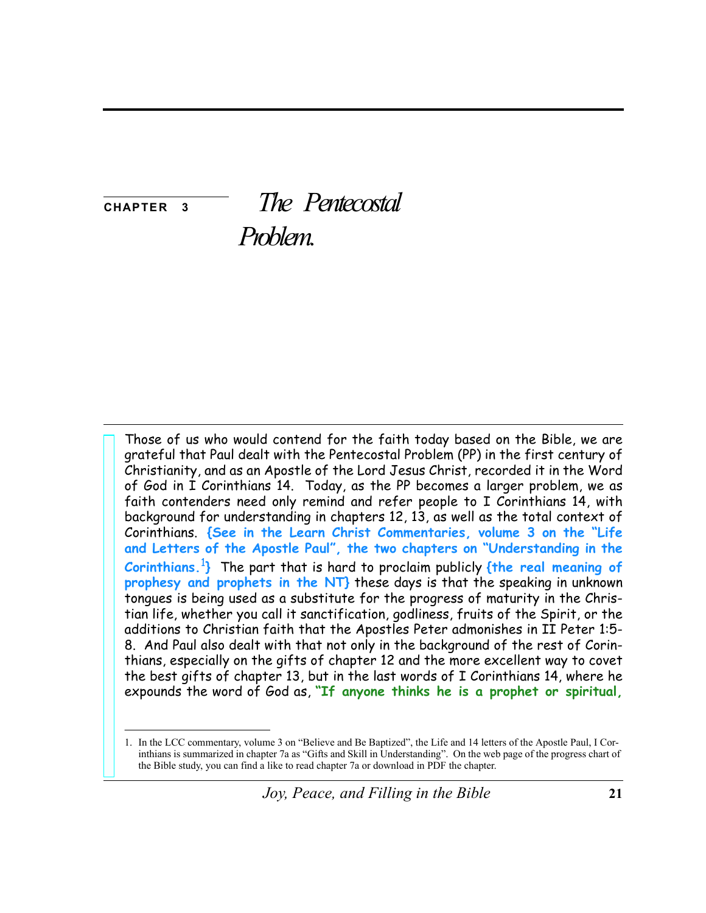# CHAPTER 3 — *The Pentecostal Problem.*

Those of us who would contend for the faith today based on the Bible, we are grateful that Paul dealt with the Pentecostal Problem (PP) in the first century of Christianity, and as an Apostle of the Lord Jesus Christ, recorded it in the Word of God in I Corinthians 14. Today, as the PP becomes a larger problem, we as faith contenders need only remind and refer people to I Corinthians 14, with background for understanding in chapters 12, 13, as well as the total context of Corinthians. **{See in the Learn Christ Commentaries, volume 3 on the "Life and Letters of the Apostle Paul", the two chapters on "Understanding in the Corinthians.[1]}** The part that is hard to proclaim publicly **{the real meaning of prophesy and prophets in the NT}** these days is that the speaking in unknown tongues is being used as a substitute for the progress of maturity in the Christian life, whether you call it sanctification, godliness, fruits of the Spirit, or the additions to Christian faith that the Apostles Peter admonishes in II Peter 1:5-8. And Paul also dealt with that not only in the background of the rest of Corinthians, especially on the gifts of chapter 12 and the more excellent way to covet the best gifts of chapter 13, but in the last words of I Corinthians 14, where he expounds the word of God as, **"If anyone thinks he is a prophet or spiritual,**

---

1. In the LCC commentary, volume 3 on "Believe and Be Baptized", the Life and 14 letters of the Apostle Paul, I Corinthians is summarized in chapter 7a as "Gifts and Skill in Understanding". On the web page of the progress chart of the Bible study, you can find a like to read chapter 7a or download in PDF the chapter.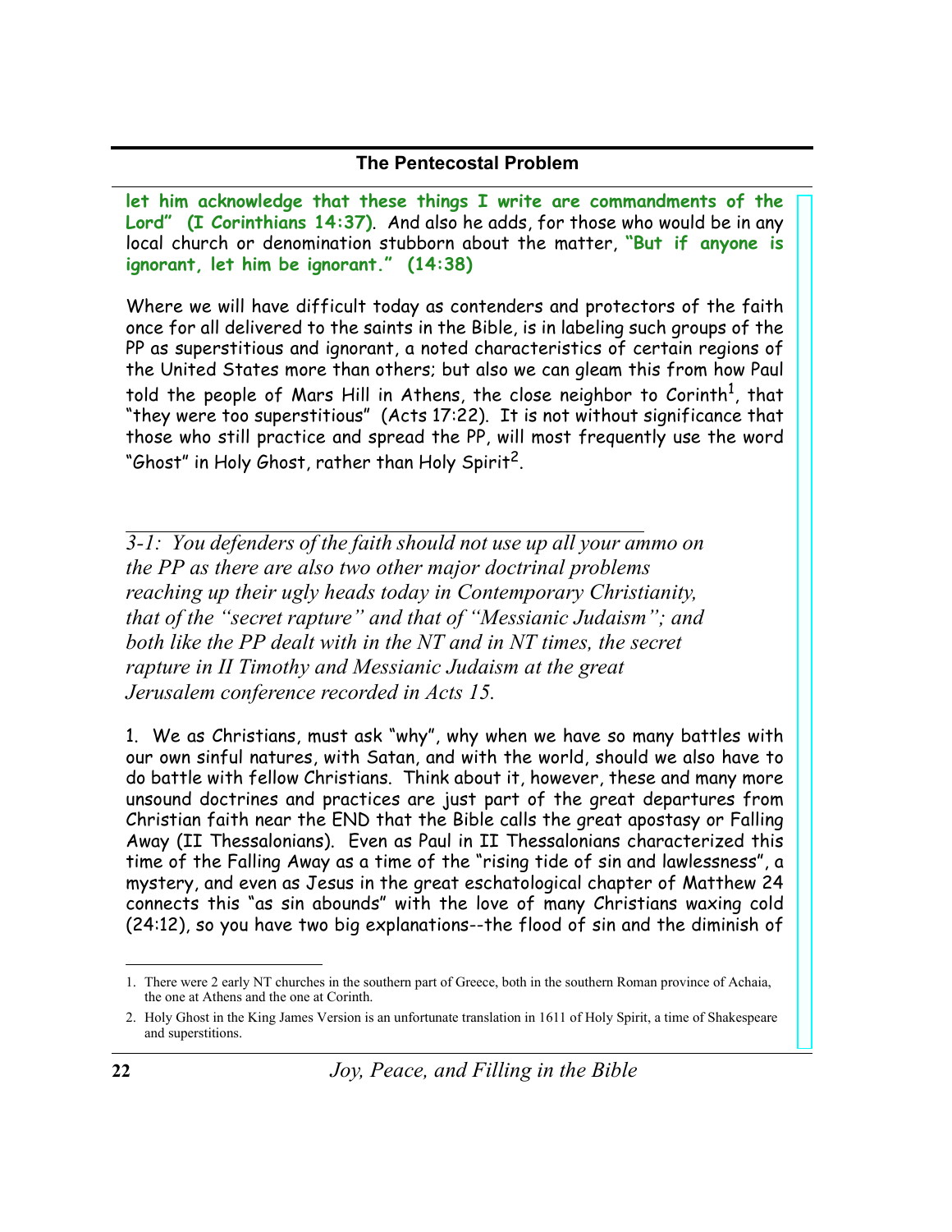**let him acknowledge that these things I write are commandments of the Lord" (I Corinthians 14:37)**. And also he adds, for those who would be in any local church or denomination stubborn about the matter, **"But if anyone is ignorant, let him be ignorant." (14:38)**

Where we will have difficult today as contenders and protectors of the faith once for all delivered to the saints in the Bible, is in labeling such groups of the PP as superstitious and ignorant, a noted characteristics of certain regions of the United States more than others; but also we can gleam this from how Paul told the people of Mars Hill in Athens, the close neighbor to Corinth[1], that "they were too superstitious" (Acts 17:22). It is not without significance that those who still practice and spread the PP, will most frequently use the word "Ghost" in Holy Ghost, rather than Holy Spirit[2].

---

*3-1: You defenders of the faith should not use up all your ammo on the PP as there are also two other major doctrinal problems reaching up their ugly heads today in Contemporary Christianity, that of the "secret rapture" and that of "Messianic Judaism"; and both like the PP dealt with in the NT and in NT times, the secret rapture in II Timothy and Messianic Judaism at the great Jerusalem conference recorded in Acts 15.*

1. We as Christians, must ask "why", why when we have so many battles with our own sinful natures, with Satan, and with the world, should we also have to do battle with fellow Christians. Think about it, however, these and many more unsound doctrines and practices are just part of the great departures from Christian faith near the END that the Bible calls the great apostasy or Falling Away (II Thessalonians). Even as Paul in II Thessalonians characterized this time of the Falling Away as a time of the "rising tide of sin and lawlessness", a mystery, and even as Jesus in the great eschatological chapter of Matthew 24 connects this "as sin abounds" with the love of many Christians waxing cold (24:12), so you have two big explanations--the flood of sin and the diminish of

---

1. There were 2 early NT churches in the southern part of Greece, both in the southern Roman province of Achaia, the one at Athens and the one at Corinth.

2. Holy Ghost in the King James Version is an unfortunate translation in 1611 of Holy Spirit, a time of Shakespeare and superstitions.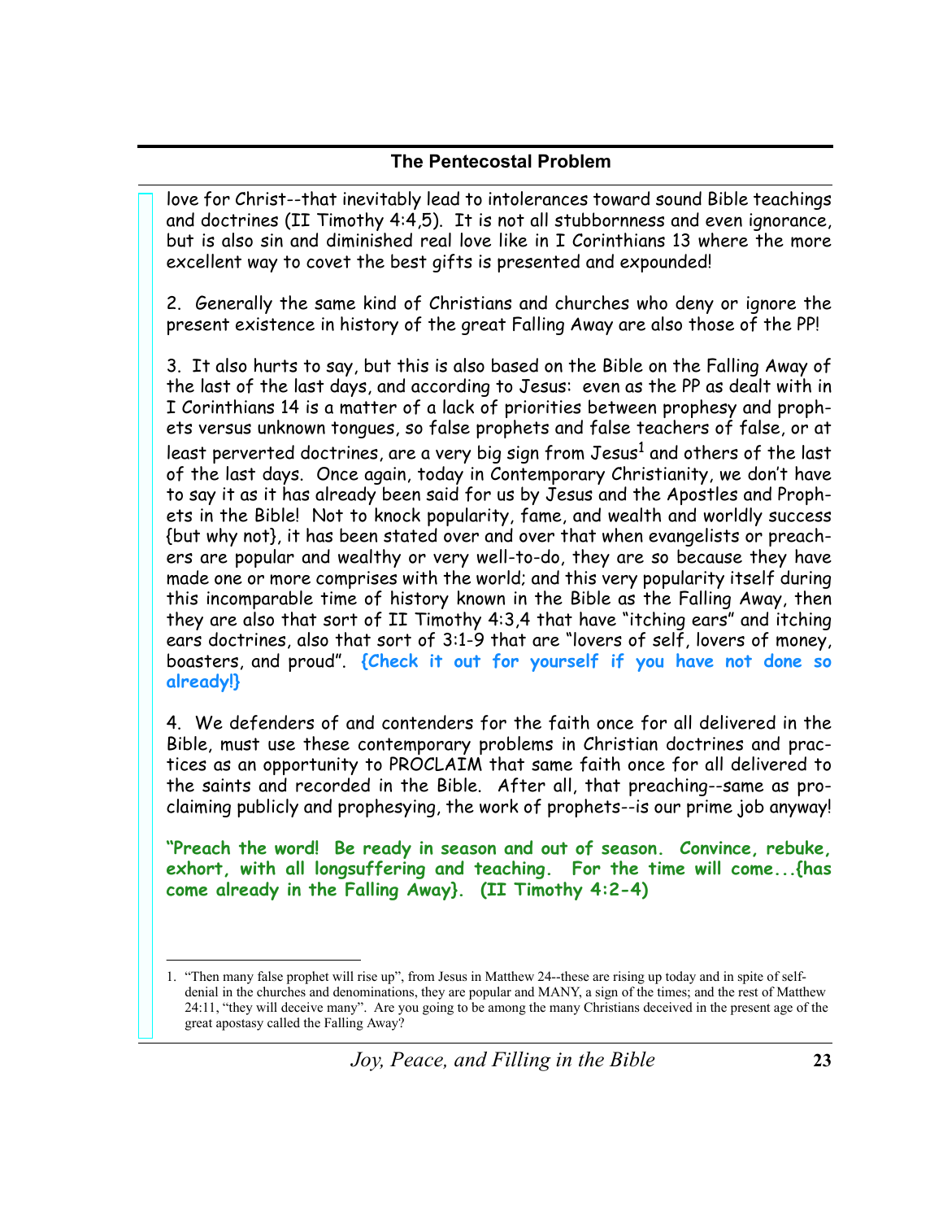love for Christ--that inevitably lead to intolerances toward sound Bible teachings and doctrines (II Timothy 4:4,5). It is not all stubbornness and even ignorance, but is also sin and diminished real love like in I Corinthians 13 where the more excellent way to covet the best gifts is presented and expounded!

2. Generally the same kind of Christians and churches who deny or ignore the present existence in history of the great Falling Away are also those of the PP!

3. It also hurts to say, but this is also based on the Bible on the Falling Away of the last of the last days, and according to Jesus: even as the PP as dealt with in I Corinthians 14 is a matter of a lack of priorities between prophesy and prophets versus unknown tongues, so false prophets and false teachers of false, or at least perverted doctrines, are a very big sign from Jesus[1] and others of the last of the last days. Once again, today in Contemporary Christianity, we don't have to say it as it has already been said for us by Jesus and the Apostles and Prophets in the Bible! Not to knock popularity, fame, and wealth and worldly success {but why not}, it has been stated over and over that when evangelists or preachers are popular and wealthy or very well-to-do, they are so because they have made one or more comprises with the world; and this very popularity itself during this incomparable time of history known in the Bible as the Falling Away, then they are also that sort of II Timothy 4:3,4 that have "itching ears" and itching ears doctrines, also that sort of 3:1-9 that are "lovers of self, lovers of money, boasters, and proud". **{Check it out for yourself if you have not done so already!}**

4. We defenders of and contenders for the faith once for all delivered in the Bible, must use these contemporary problems in Christian doctrines and practices as an opportunity to PROCLAIM that same faith once for all delivered to the saints and recorded in the Bible. After all, that preaching--same as proclaiming publicly and prophesying, the work of prophets--is our prime job anyway!

**"Preach the word! Be ready in season and out of season. Convince, rebuke, exhort, with all longsuffering and teaching. For the time will come...{has come already in the Falling Away}. (II Timothy 4:2-4)**

---

1. "Then many false prophet will rise up", from Jesus in Matthew 24--these are rising up today and in spite of self-denial in the churches and denominations, they are popular and MANY, a sign of the times; and the rest of Matthew 24:11, "they will deceive many". Are you going to be among the many Christians deceived in the present age of the great apostasy called the Falling Away?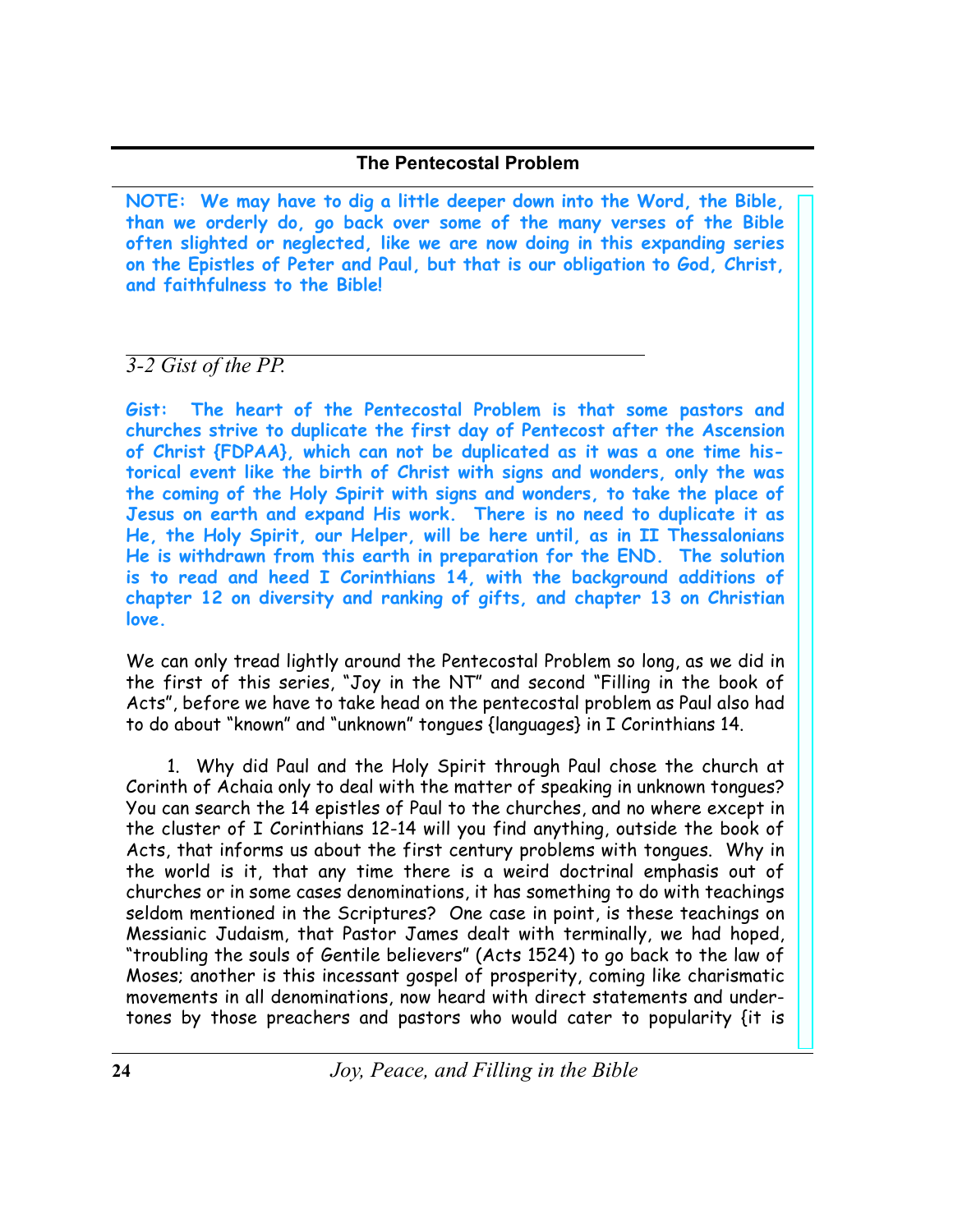## The Pentecostal Problem

**NOTE: We may have to dig a little deeper down into the Word, the Bible, than we orderly do, go back over some of the many verses of the Bible often slighted or neglected, like we are now doing in this expanding series on the Epistles of Peter and Paul, but that is our obligation to God, Christ, and faithfulness to the Bible!**

### *3-2 Gist of the PP.*

**Gist: The heart of the Pentecostal Problem is that some pastors and churches strive to duplicate the first day of Pentecost after the Ascension of Christ {FDPAA}, which can not be duplicated as it was a one time historical event like the birth of Christ with signs and wonders, only the was the coming of the Holy Spirit with signs and wonders, to take the place of Jesus on earth and expand His work. There is no need to duplicate it as He, the Holy Spirit, our Helper, will be here until, as in II Thessalonians He is withdrawn from this earth in preparation for the END. The solution is to read and heed I Corinthians 14, with the background additions of chapter 12 on diversity and ranking of gifts, and chapter 13 on Christian love.**

We can only tread lightly around the Pentecostal Problem so long, as we did in the first of this series, "Joy in the NT" and second "Filling in the book of Acts", before we have to take head on the pentecostal problem as Paul also had to do about "known" and "unknown" tongues {languages} in I Corinthians 14.

1. Why did Paul and the Holy Spirit through Paul chose the church at Corinth of Achaia only to deal with the matter of speaking in unknown tongues? You can search the 14 epistles of Paul to the churches, and no where except in the cluster of I Corinthians 12-14 will you find anything, outside the book of Acts, that informs us about the first century problems with tongues. Why in the world is it, that any time there is a weird doctrinal emphasis out of churches or in some cases denominations, it has something to do with teachings seldom mentioned in the Scriptures? One case in point, is these teachings on Messianic Judaism, that Pastor James dealt with terminally, we had hoped, "troubling the souls of Gentile believers" (Acts 1524) to go back to the law of Moses; another is this incessant gospel of prosperity, coming like charismatic movements in all denominations, now heard with direct statements and undertones by those preachers and pastors who would cater to popularity {it is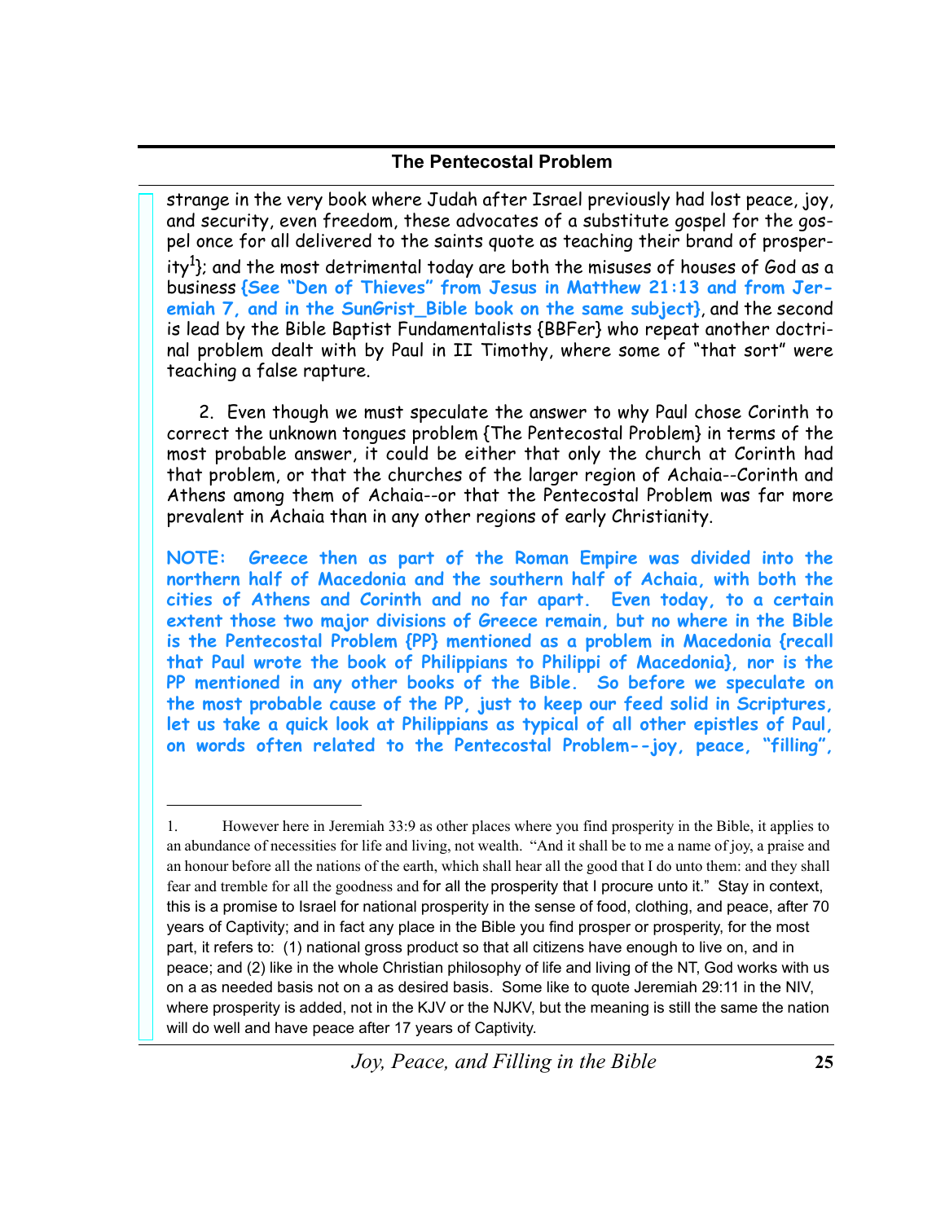strange in the very book where Judah after Israel previously had lost peace, joy, and security, even freedom, these advocates of a substitute gospel for the gospel once for all delivered to the saints quote as teaching their brand of prosperity[1]}; and the most detrimental today are both the misuses of houses of God as a business **{See "Den of Thieves" from Jesus in Matthew 21:13 and from Jeremiah 7, and in the SunGrist_Bible book on the same subject}**, and the second is lead by the Bible Baptist Fundamentalists {BBFer} who repeat another doctrinal problem dealt with by Paul in II Timothy, where some of "that sort" were teaching a false rapture.

2. Even though we must speculate the answer to why Paul chose Corinth to correct the unknown tongues problem {The Pentecostal Problem} in terms of the most probable answer, it could be either that only the church at Corinth had that problem, or that the churches of the larger region of Achaia--Corinth and Athens among them of Achaia--or that the Pentecostal Problem was far more prevalent in Achaia than in any other regions of early Christianity.

**NOTE: Greece then as part of the Roman Empire was divided into the northern half of Macedonia and the southern half of Achaia, with both the cities of Athens and Corinth and no far apart. Even today, to a certain extent those two major divisions of Greece remain, but no where in the Bible is the Pentecostal Problem {PP} mentioned as a problem in Macedonia {recall that Paul wrote the book of Philippians to Philippi of Macedonia}, nor is the PP mentioned in any other books of the Bible. So before we speculate on the most probable cause of the PP, just to keep our feed solid in Scriptures, let us take a quick look at Philippians as typical of all other epistles of Paul, on words often related to the Pentecostal Problem--joy, peace, "filling",**

---

1. However here in Jeremiah 33:9 as other places where you find prosperity in the Bible, it applies to an abundance of necessities for life and living, not wealth. "And it shall be to me a name of joy, a praise and an honour before all the nations of the earth, which shall hear all the good that I do unto them: and they shall fear and tremble for all the goodness and for all the prosperity that I procure unto it." Stay in context, this is a promise to Israel for national prosperity in the sense of food, clothing, and peace, after 70 years of Captivity; and in fact any place in the Bible you find prosper or prosperity, for the most part, it refers to: (1) national gross product so that all citizens have enough to live on, and in peace; and (2) like in the whole Christian philosophy of life and living of the NT, God works with us on a as needed basis not on a as desired basis. Some like to quote Jeremiah 29:11 in the NIV, where prosperity is added, not in the KJV or the NJKV, but the meaning is still the same the nation will do well and have peace after 17 years of Captivity.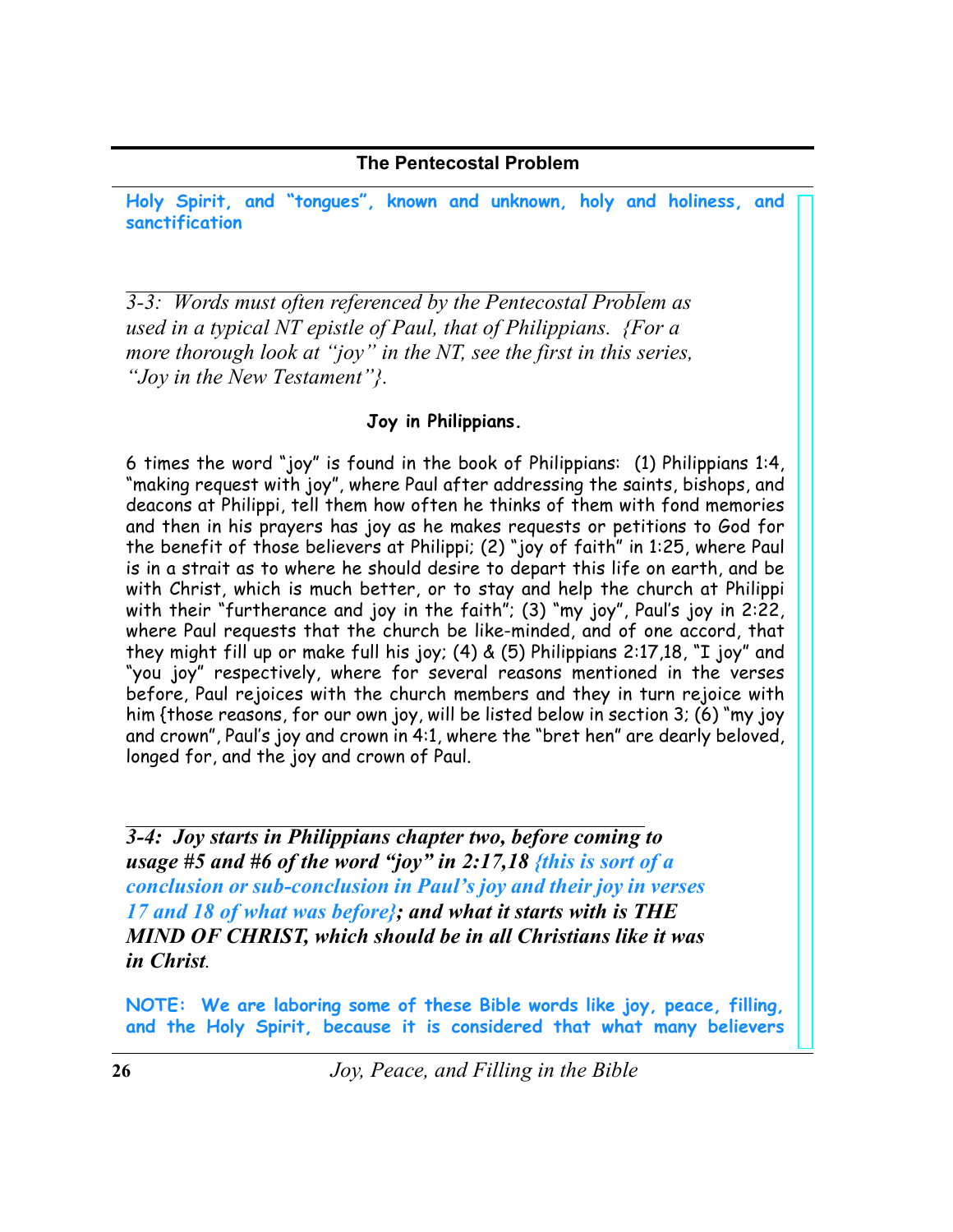**Holy Spirit, and "tongues", known and unknown, holy and holiness, and sanctification**

---

*3-3: Words must often referenced by the Pentecostal Problem as used in a typical NT epistle of Paul, that of Philippians. {For a more thorough look at "joy" in the NT, see the first in this series, "Joy in the New Testament"}.*

**Joy in Philippians.**

6 times the word "joy" is found in the book of Philippians: (1) Philippians 1:4, "making request with joy", where Paul after addressing the saints, bishops, and deacons at Philippi, tell them how often he thinks of them with fond memories and then in his prayers has joy as he makes requests or petitions to God for the benefit of those believers at Philippi; (2) "joy of faith" in 1:25, where Paul is in a strait as to where he should desire to depart this life on earth, and be with Christ, which is much better, or to stay and help the church at Philippi with their "furtherance and joy in the faith"; (3) "my joy", Paul's joy in 2:22, where Paul requests that the church be like-minded, and of one accord, that they might fill up or make full his joy; (4) & (5) Philippians 2:17,18, "I joy" and "you joy" respectively, where for several reasons mentioned in the verses before, Paul rejoices with the church members and they in turn rejoice with him {those reasons, for our own joy, will be listed below in section 3; (6) "my joy and crown", Paul's joy and crown in 4:1, where the "bret hen" are dearly beloved, longed for, and the joy and crown of Paul.

---

***3-4: Joy starts in Philippians chapter two, before coming to usage #5 and #6 of the word "joy" in 2:17,18 {this is sort of a conclusion or sub-conclusion in Paul's joy and their joy in verses 17 and 18 of what was before}; and what it starts with is THE MIND OF CHRIST, which should be in all Christians like it was in Christ.***

**NOTE: We are laboring some of these Bible words like joy, peace, filling, and the Holy Spirit, because it is considered that what many believers**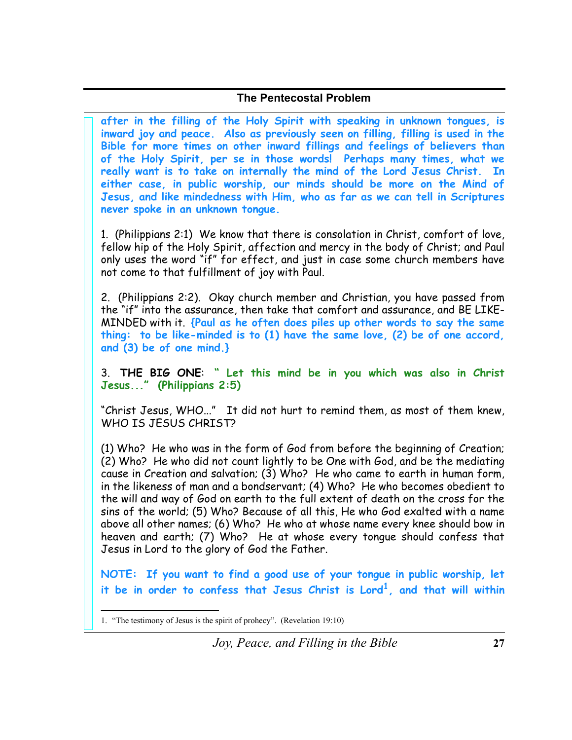**after in the filling of the Holy Spirit with speaking in unknown tongues, is inward joy and peace. Also as previously seen on filling, filling is used in the Bible for more times on other inward fillings and feelings of believers than of the Holy Spirit, per se in those words! Perhaps many times, what we really want is to take on internally the mind of the Lord Jesus Christ. In either case, in public worship, our minds should be more on the Mind of Jesus, and like mindedness with Him, who as far as we can tell in Scriptures never spoke in an unknown tongue.**

1. (Philippians 2:1) We know that there is consolation in Christ, comfort of love, fellow hip of the Holy Spirit, affection and mercy in the body of Christ; and Paul only uses the word "if" for effect, and just in case some church members have not come to that fulfillment of joy with Paul.

2. (Philippians 2:2). Okay church member and Christian, you have passed from the "if" into the assurance, then take that comfort and assurance, and BE LIKE-MINDED with it. **{Paul as he often does piles up other words to say the same thing: to be like-minded is to (1) have the same love, (2) be of one accord, and (3) be of one mind.}**

3. **THE BIG ONE**: **" Let this mind be in you which was also in Christ Jesus..." (Philippians 2:5)**

"Christ Jesus, WHO..." It did not hurt to remind them, as most of them knew, WHO IS JESUS CHRIST?

(1) Who? He who was in the form of God from before the beginning of Creation; (2) Who? He who did not count lightly to be One with God, and be the mediating cause in Creation and salvation; (3) Who? He who came to earth in human form, in the likeness of man and a bondservant; (4) Who? He who becomes obedient to the will and way of God on earth to the full extent of death on the cross for the sins of the world; (5) Who? Because of all this, He who God exalted with a name above all other names; (6) Who? He who at whose name every knee should bow in heaven and earth; (7) Who? He at whose every tongue should confess that Jesus in Lord to the glory of God the Father.

**NOTE: If you want to find a good use of your tongue in public worship, let it be in order to confess that Jesus Christ is Lord[1], and that will within**

1. "The testimony of Jesus is the spirit of prohecy". (Revelation 19:10)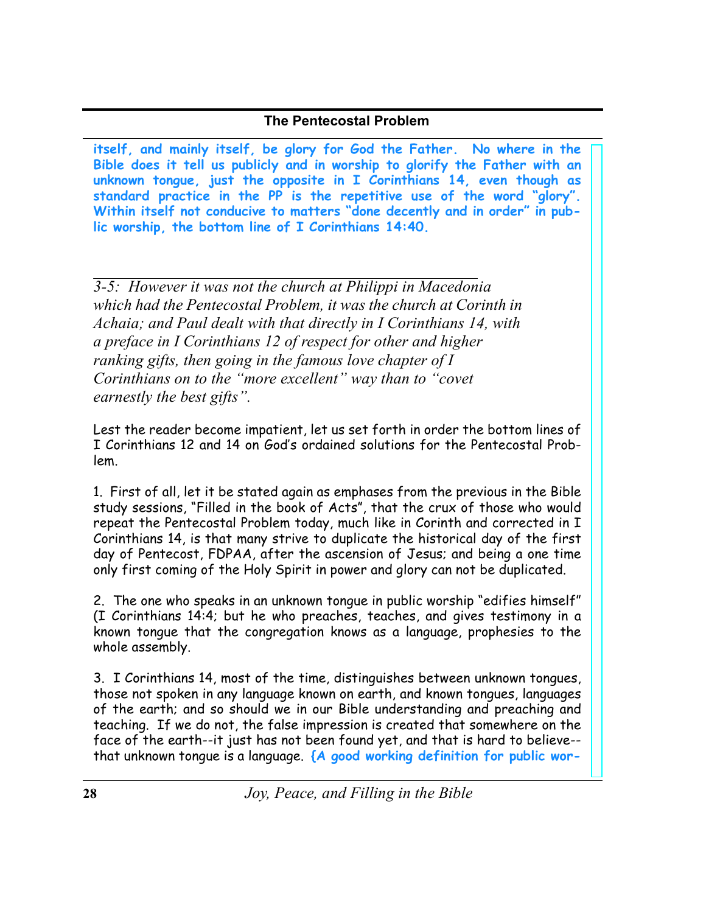**itself, and mainly itself, be glory for God the Father. No where in the Bible does it tell us publicly and in worship to glorify the Father with an unknown tongue, just the opposite in I Corinthians 14, even though as standard practice in the PP is the repetitive use of the word "glory". Within itself not conducive to matters "done decently and in order" in public worship, the bottom line of I Corinthians 14:40.**

---

*3-5: However it was not the church at Philippi in Macedonia which had the Pentecostal Problem, it was the church at Corinth in Achaia; and Paul dealt with that directly in I Corinthians 14, with a preface in I Corinthians 12 of respect for other and higher ranking gifts, then going in the famous love chapter of I Corinthians on to the "more excellent" way than to "covet earnestly the best gifts".*

Lest the reader become impatient, let us set forth in order the bottom lines of I Corinthians 12 and 14 on God's ordained solutions for the Pentecostal Problem.

1. First of all, let it be stated again as emphases from the previous in the Bible study sessions, "Filled in the book of Acts", that the crux of those who would repeat the Pentecostal Problem today, much like in Corinth and corrected in I Corinthians 14, is that many strive to duplicate the historical day of the first day of Pentecost, FDPAA, after the ascension of Jesus; and being a one time only first coming of the Holy Spirit in power and glory can not be duplicated.

2. The one who speaks in an unknown tongue in public worship "edifies himself" (I Corinthians 14:4; but he who preaches, teaches, and gives testimony in a known tongue that the congregation knows as a language, prophesies to the whole assembly.

3. I Corinthians 14, most of the time, distinguishes between unknown tongues, those not spoken in any language known on earth, and known tongues, languages of the earth; and so should we in our Bible understanding and preaching and teaching. If we do not, the false impression is created that somewhere on the face of the earth--it just has not been found yet, and that is hard to believe--that unknown tongue is a language. **{A good working definition for public wor-**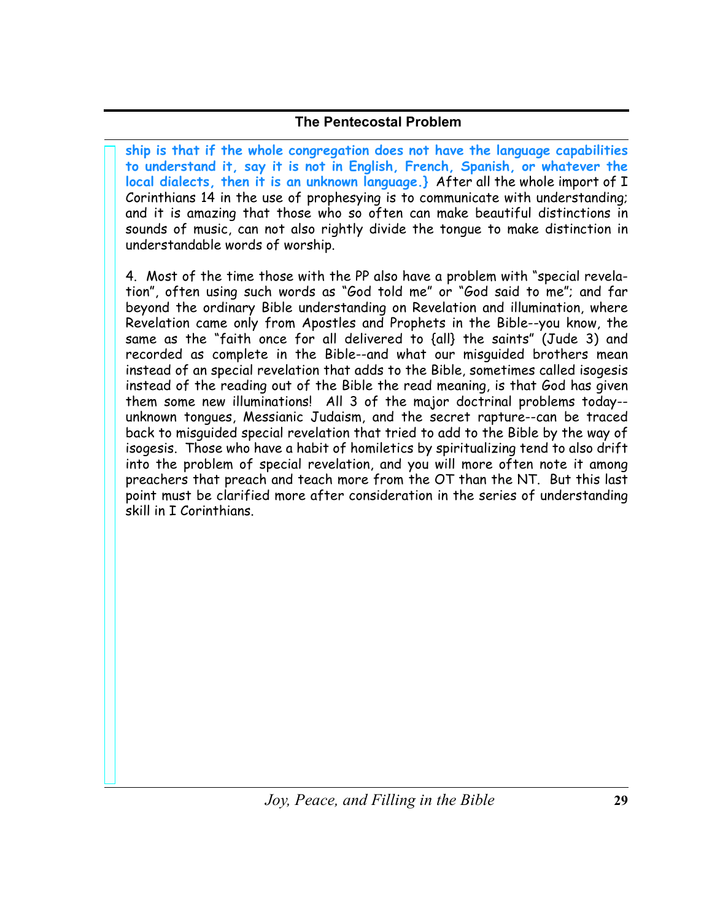**ship is that if the whole congregation does not have the language capabilities to understand it, say it is not in English, French, Spanish, or whatever the local dialects, then it is an unknown language.}** After all the whole import of I Corinthians 14 in the use of prophesying is to communicate with understanding; and it is amazing that those who so often can make beautiful distinctions in sounds of music, can not also rightly divide the tongue to make distinction in understandable words of worship.

4. Most of the time those with the PP also have a problem with "special revelation", often using such words as "God told me" or "God said to me"; and far beyond the ordinary Bible understanding on Revelation and illumination, where Revelation came only from Apostles and Prophets in the Bible--you know, the same as the "faith once for all delivered to {all} the saints" (Jude 3) and recorded as complete in the Bible--and what our misguided brothers mean instead of an special revelation that adds to the Bible, sometimes called isogesis instead of the reading out of the Bible the read meaning, is that God has given them some new illuminations! All 3 of the major doctrinal problems today--unknown tongues, Messianic Judaism, and the secret rapture--can be traced back to misguided special revelation that tried to add to the Bible by the way of isogesis. Those who have a habit of homiletics by spiritualizing tend to also drift into the problem of special revelation, and you will more often note it among preachers that preach and teach more from the OT than the NT. But this last point must be clarified more after consideration in the series of understanding skill in I Corinthians.